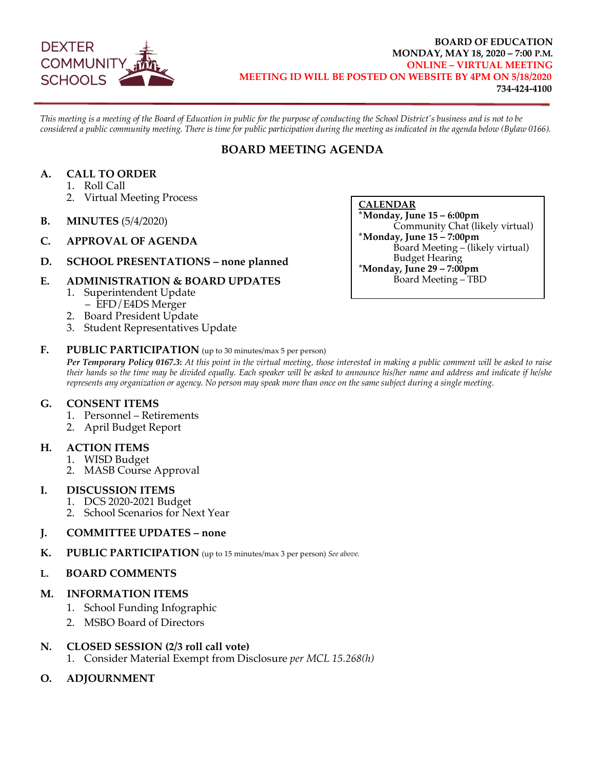DEXTER COMMUNITY SCHOOLS

**BOARD OF EDUCATION**
**MONDAY, MAY 18, 2020 – 7:00 P.M.**
**ONLINE – VIRTUAL MEETING**
**MEETING ID WILL BE POSTED ON WEBSITE BY 4PM ON 5/18/2020**
**734-424-4100**

*This meeting is a meeting of the Board of Education in public for the purpose of conducting the School District's business and is not to be considered a public community meeting. There is time for public participation during the meeting as indicated in the agenda below (Bylaw 0166).*

## BOARD MEETING AGENDA

**CALENDAR**
*__Monday, June 15 – 6:00pm__
Community Chat (likely virtual)
*__Monday, June 15 – 7:00pm__
Board Meeting – (likely virtual)
Budget Hearing
*__Monday, June 29 – 7:00pm__
Board Meeting – TBD

**A. CALL TO ORDER**
1. Roll Call
2. Virtual Meeting Process

**B. MINUTES** (5/4/2020)

**C. APPROVAL OF AGENDA**

**D. SCHOOL PRESENTATIONS – none planned**

**E. ADMINISTRATION & BOARD UPDATES**
1. Superintendent Update
   – EFD/E4DS Merger
2. Board President Update
3. Student Representatives Update

**F. PUBLIC PARTICIPATION** (up to 30 minutes/max 5 per person)
***Per Temporary Policy 0167.3:*** *At this point in the virtual meeting, those interested in making a public comment will be asked to raise their hands so the time may be divided equally. Each speaker will be asked to announce his/her name and address and indicate if he/she represents any organization or agency. No person may speak more than once on the same subject during a single meeting.*

**G. CONSENT ITEMS**
1. Personnel – Retirements
2. April Budget Report

**H. ACTION ITEMS**
1. WISD Budget
2. MASB Course Approval

**I. DISCUSSION ITEMS**
1. DCS 2020-2021 Budget
2. School Scenarios for Next Year

**J. COMMITTEE UPDATES – none**

**K. PUBLIC PARTICIPATION** (up to 15 minutes/max 3 per person) *See above.*

**L. BOARD COMMENTS**

**M. INFORMATION ITEMS**
1. School Funding Infographic
2. MSBO Board of Directors

**N. CLOSED SESSION (2/3 roll call vote)**
1. Consider Material Exempt from Disclosure *per MCL 15.268(h)*

**O. ADJOURNMENT**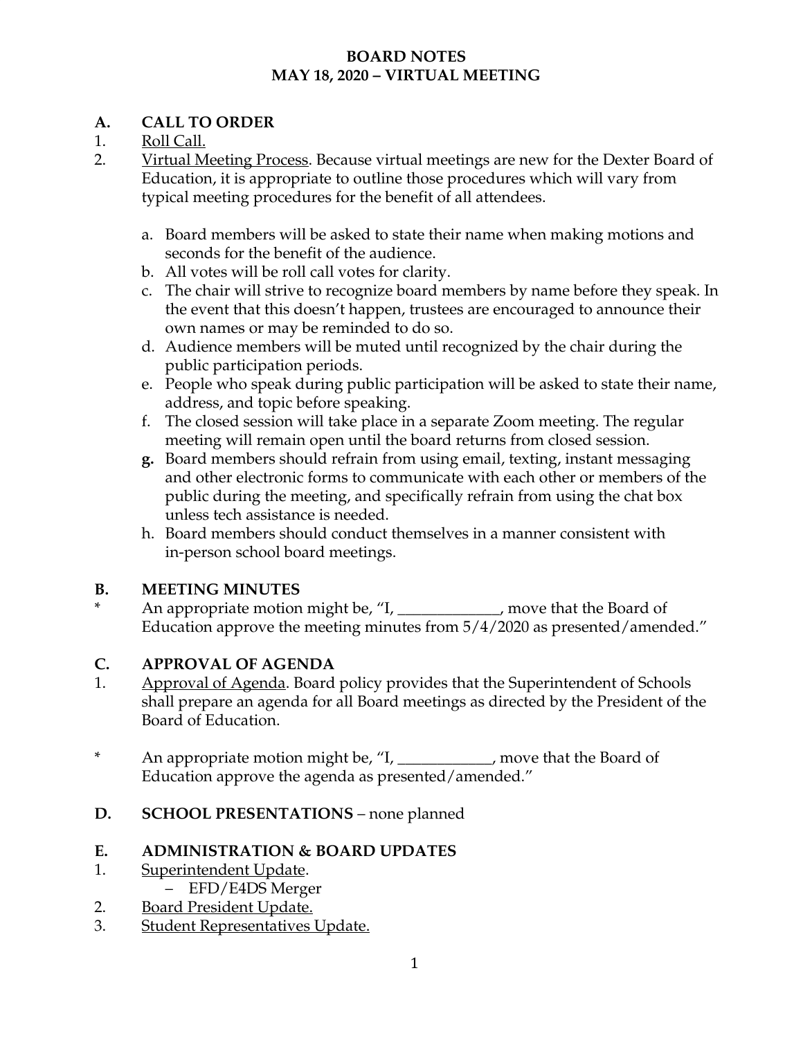# BOARD NOTES
# MAY 18, 2020 – VIRTUAL MEETING

## A. CALL TO ORDER

1. Roll Call.
2. Virtual Meeting Process. Because virtual meetings are new for the Dexter Board of Education, it is appropriate to outline those procedures which will vary from typical meeting procedures for the benefit of all attendees.

   a. Board members will be asked to state their name when making motions and seconds for the benefit of the audience.
   b. All votes will be roll call votes for clarity.
   c. The chair will strive to recognize board members by name before they speak. In the event that this doesn't happen, trustees are encouraged to announce their own names or may be reminded to do so.
   d. Audience members will be muted until recognized by the chair during the public participation periods.
   e. People who speak during public participation will be asked to state their name, address, and topic before speaking.
   f. The closed session will take place in a separate Zoom meeting. The regular meeting will remain open until the board returns from closed session.
   **g.** Board members should refrain from using email, texting, instant messaging and other electronic forms to communicate with each other or members of the public during the meeting, and specifically refrain from using the chat box unless tech assistance is needed.
   h. Board members should conduct themselves in a manner consistent with in-person school board meetings.

## B. MEETING MINUTES

\* An appropriate motion might be, "I, _____________, move that the Board of Education approve the meeting minutes from 5/4/2020 as presented/amended."

## C. APPROVAL OF AGENDA

1. Approval of Agenda. Board policy provides that the Superintendent of Schools shall prepare an agenda for all Board meetings as directed by the President of the Board of Education.

\* An appropriate motion might be, "I, ____________, move that the Board of Education approve the agenda as presented/amended."

## D. SCHOOL PRESENTATIONS – none planned

## E. ADMINISTRATION & BOARD UPDATES

1. Superintendent Update.
   – EFD/E4DS Merger
2. Board President Update.
3. Student Representatives Update.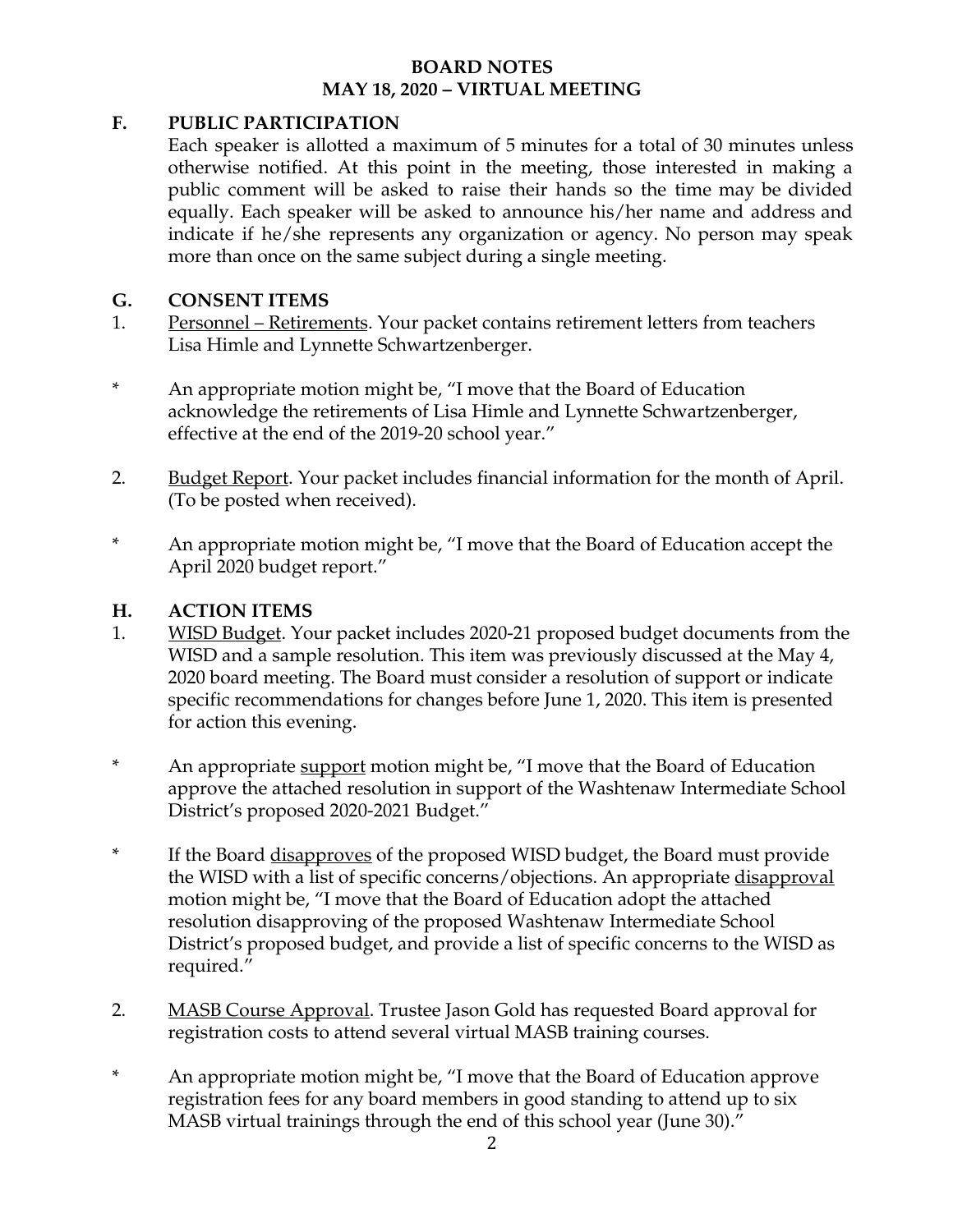# BOARD NOTES
## MAY 18, 2020 – VIRTUAL MEETING

### F. PUBLIC PARTICIPATION

Each speaker is allotted a maximum of 5 minutes for a total of 30 minutes unless otherwise notified. At this point in the meeting, those interested in making a public comment will be asked to raise their hands so the time may be divided equally. Each speaker will be asked to announce his/her name and address and indicate if he/she represents any organization or agency. No person may speak more than once on the same subject during a single meeting.

### G. CONSENT ITEMS

1. <u>Personnel – Retirements</u>. Your packet contains retirement letters from teachers Lisa Himle and Lynnette Schwartzenberger.

\* An appropriate motion might be, "I move that the Board of Education acknowledge the retirements of Lisa Himle and Lynnette Schwartzenberger, effective at the end of the 2019-20 school year."

2. <u>Budget Report</u>. Your packet includes financial information for the month of April. (To be posted when received).

\* An appropriate motion might be, "I move that the Board of Education accept the April 2020 budget report."

### H. ACTION ITEMS

1. <u>WISD Budget</u>. Your packet includes 2020-21 proposed budget documents from the WISD and a sample resolution. This item was previously discussed at the May 4, 2020 board meeting. The Board must consider a resolution of support or indicate specific recommendations for changes before June 1, 2020. This item is presented for action this evening.

\* An appropriate <u>support</u> motion might be, "I move that the Board of Education approve the attached resolution in support of the Washtenaw Intermediate School District's proposed 2020-2021 Budget."

\* If the Board <u>disapproves</u> of the proposed WISD budget, the Board must provide the WISD with a list of specific concerns/objections. An appropriate <u>disapproval</u> motion might be, "I move that the Board of Education adopt the attached resolution disapproving of the proposed Washtenaw Intermediate School District's proposed budget, and provide a list of specific concerns to the WISD as required."

2. <u>MASB Course Approval</u>. Trustee Jason Gold has requested Board approval for registration costs to attend several virtual MASB training courses.

\* An appropriate motion might be, "I move that the Board of Education approve registration fees for any board members in good standing to attend up to six MASB virtual trainings through the end of this school year (June 30)."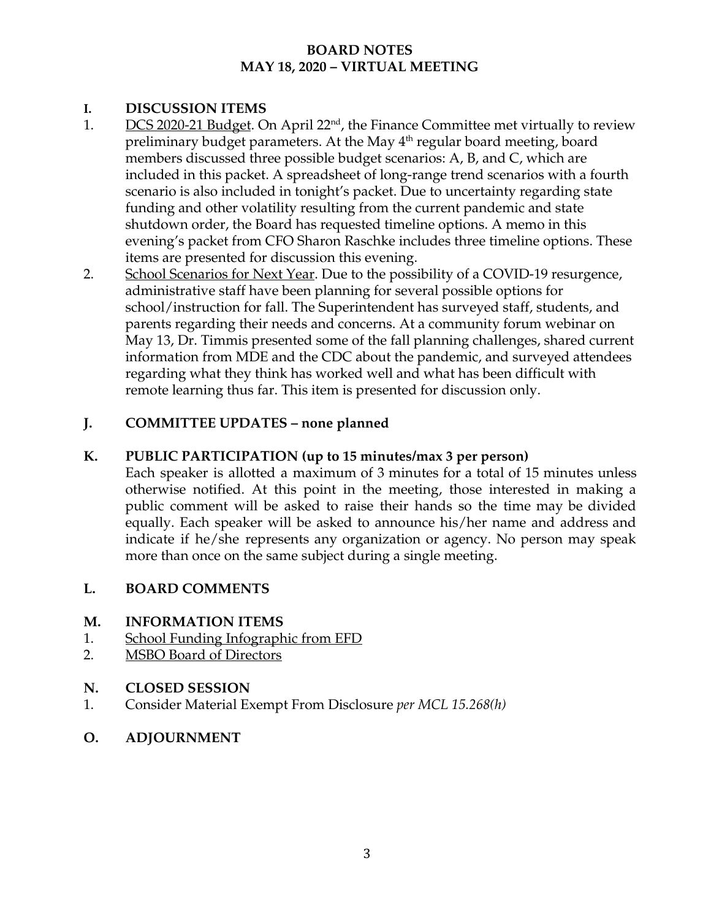# BOARD NOTES
## MAY 18, 2020 – VIRTUAL MEETING

## I. DISCUSSION ITEMS

1. DCS 2020-21 Budget. On April 22nd, the Finance Committee met virtually to review preliminary budget parameters. At the May 4th regular board meeting, board members discussed three possible budget scenarios: A, B, and C, which are included in this packet. A spreadsheet of long-range trend scenarios with a fourth scenario is also included in tonight's packet. Due to uncertainty regarding state funding and other volatility resulting from the current pandemic and state shutdown order, the Board has requested timeline options. A memo in this evening's packet from CFO Sharon Raschke includes three timeline options. These items are presented for discussion this evening.
2. School Scenarios for Next Year. Due to the possibility of a COVID-19 resurgence, administrative staff have been planning for several possible options for school/instruction for fall. The Superintendent has surveyed staff, students, and parents regarding their needs and concerns. At a community forum webinar on May 13, Dr. Timmis presented some of the fall planning challenges, shared current information from MDE and the CDC about the pandemic, and surveyed attendees regarding what they think has worked well and what has been difficult with remote learning thus far. This item is presented for discussion only.

## J. COMMITTEE UPDATES – none planned

## K. PUBLIC PARTICIPATION (up to 15 minutes/max 3 per person)

Each speaker is allotted a maximum of 3 minutes for a total of 15 minutes unless otherwise notified. At this point in the meeting, those interested in making a public comment will be asked to raise their hands so the time may be divided equally. Each speaker will be asked to announce his/her name and address and indicate if he/she represents any organization or agency. No person may speak more than once on the same subject during a single meeting.

## L. BOARD COMMENTS

## M. INFORMATION ITEMS

1. School Funding Infographic from EFD
2. MSBO Board of Directors

## N. CLOSED SESSION

1. Consider Material Exempt From Disclosure *per MCL 15.268(h)*

## O. ADJOURNMENT